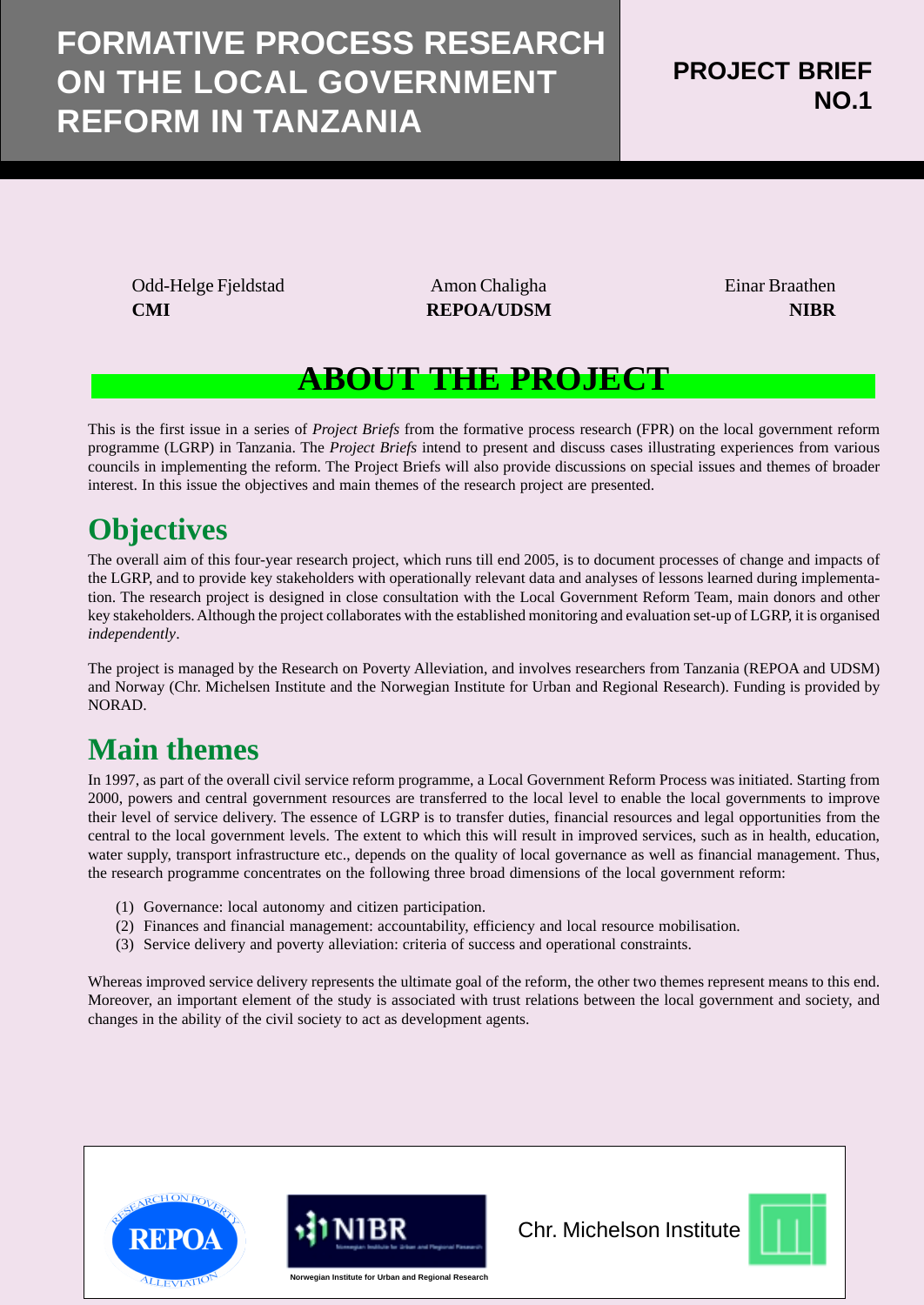# FORMATIVE PROCESS RESEARCH ON THE LOCAL GOVERNMENT REFORM IN TANZANIA

**PROJECT BRIEF NO.1**

Odd-Helge Fjeldstad
**CMI**

Amon Chaligha
**REPOA/UDSM**

Einar Braathen
**NIBR**

## ABOUT THE PROJECT

This is the first issue in a series of *Project Briefs* from the formative process research (FPR) on the local government reform programme (LGRP) in Tanzania. The *Project Briefs* intend to present and discuss cases illustrating experiences from various councils in implementing the reform. The Project Briefs will also provide discussions on special issues and themes of broader interest. In this issue the objectives and main themes of the research project are presented.

## Objectives

The overall aim of this four-year research project, which runs till end 2005, is to document processes of change and impacts of the LGRP, and to provide key stakeholders with operationally relevant data and analyses of lessons learned during implementation. The research project is designed in close consultation with the Local Government Reform Team, main donors and other key stakeholders. Although the project collaborates with the established monitoring and evaluation set-up of LGRP, it is organised *independently*.

The project is managed by the Research on Poverty Alleviation, and involves researchers from Tanzania (REPOA and UDSM) and Norway (Chr. Michelsen Institute and the Norwegian Institute for Urban and Regional Research). Funding is provided by NORAD.

## Main themes

In 1997, as part of the overall civil service reform programme, a Local Government Reform Process was initiated. Starting from 2000, powers and central government resources are transferred to the local level to enable the local governments to improve their level of service delivery. The essence of LGRP is to transfer duties, financial resources and legal opportunities from the central to the local government levels. The extent to which this will result in improved services, such as in health, education, water supply, transport infrastructure etc., depends on the quality of local governance as well as financial management. Thus, the research programme concentrates on the following three broad dimensions of the local government reform:

(1) Governance: local autonomy and citizen participation.
(2) Finances and financial management: accountability, efficiency and local resource mobilisation.
(3) Service delivery and poverty alleviation: criteria of success and operational constraints.

Whereas improved service delivery represents the ultimate goal of the reform, the other two themes represent means to this end. Moreover, an important element of the study is associated with trust relations between the local government and society, and changes in the ability of the civil society to act as development agents.

REPOA — Research on Poverty Alleviation

NIBR — Norwegian Institute for Urban and Regional Research

Chr. Michelson Institute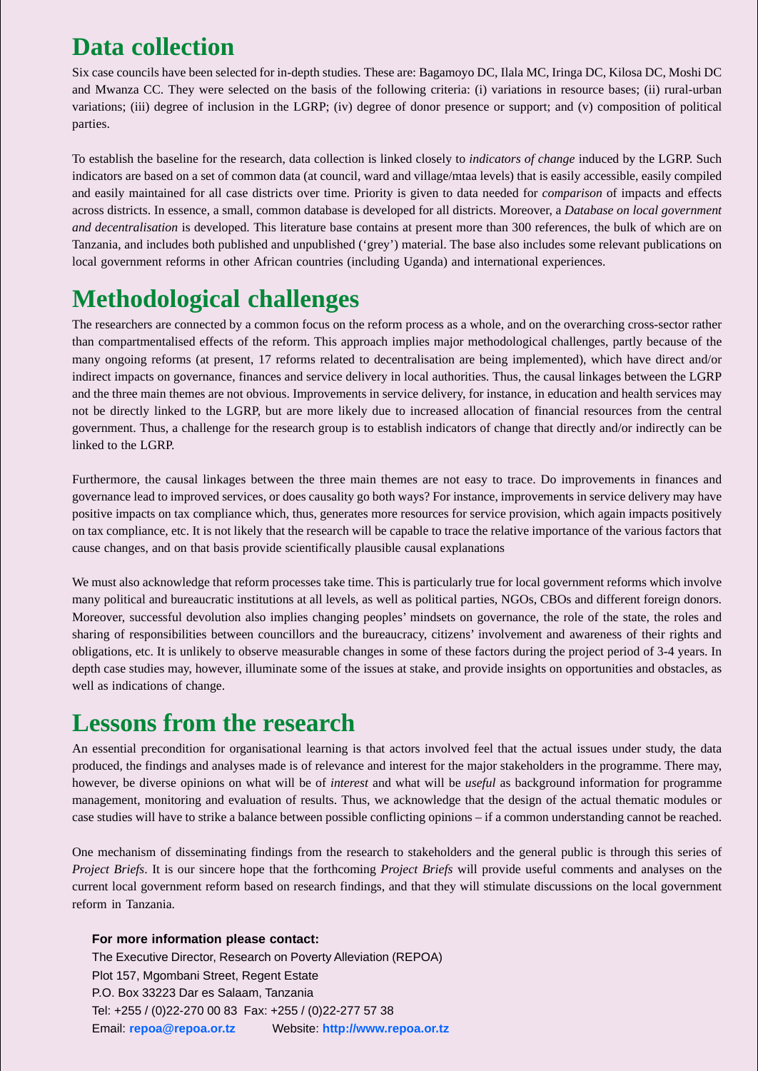## Data collection

Six case councils have been selected for in-depth studies. These are: Bagamoyo DC, Ilala MC, Iringa DC, Kilosa DC, Moshi DC and Mwanza CC. They were selected on the basis of the following criteria: (i) variations in resource bases; (ii) rural-urban variations; (iii) degree of inclusion in the LGRP; (iv) degree of donor presence or support; and (v) composition of political parties.

To establish the baseline for the research, data collection is linked closely to *indicators of change* induced by the LGRP. Such indicators are based on a set of common data (at council, ward and village/mtaa levels) that is easily accessible, easily compiled and easily maintained for all case districts over time. Priority is given to data needed for *comparison* of impacts and effects across districts. In essence, a small, common database is developed for all districts. Moreover, a *Database on local government and decentralisation* is developed. This literature base contains at present more than 300 references, the bulk of which are on Tanzania, and includes both published and unpublished ('grey') material. The base also includes some relevant publications on local government reforms in other African countries (including Uganda) and international experiences.

## Methodological challenges

The researchers are connected by a common focus on the reform process as a whole, and on the overarching cross-sector rather than compartmentalised effects of the reform. This approach implies major methodological challenges, partly because of the many ongoing reforms (at present, 17 reforms related to decentralisation are being implemented), which have direct and/or indirect impacts on governance, finances and service delivery in local authorities. Thus, the causal linkages between the LGRP and the three main themes are not obvious. Improvements in service delivery, for instance, in education and health services may not be directly linked to the LGRP, but are more likely due to increased allocation of financial resources from the central government. Thus, a challenge for the research group is to establish indicators of change that directly and/or indirectly can be linked to the LGRP.

Furthermore, the causal linkages between the three main themes are not easy to trace. Do improvements in finances and governance lead to improved services, or does causality go both ways? For instance, improvements in service delivery may have positive impacts on tax compliance which, thus, generates more resources for service provision, which again impacts positively on tax compliance, etc. It is not likely that the research will be capable to trace the relative importance of the various factors that cause changes, and on that basis provide scientifically plausible causal explanations

We must also acknowledge that reform processes take time. This is particularly true for local government reforms which involve many political and bureaucratic institutions at all levels, as well as political parties, NGOs, CBOs and different foreign donors. Moreover, successful devolution also implies changing peoples' mindsets on governance, the role of the state, the roles and sharing of responsibilities between councillors and the bureaucracy, citizens' involvement and awareness of their rights and obligations, etc. It is unlikely to observe measurable changes in some of these factors during the project period of 3-4 years. In depth case studies may, however, illuminate some of the issues at stake, and provide insights on opportunities and obstacles, as well as indications of change.

## Lessons from the research

An essential precondition for organisational learning is that actors involved feel that the actual issues under study, the data produced, the findings and analyses made is of relevance and interest for the major stakeholders in the programme. There may, however, be diverse opinions on what will be of *interest* and what will be *useful* as background information for programme management, monitoring and evaluation of results. Thus, we acknowledge that the design of the actual thematic modules or case studies will have to strike a balance between possible conflicting opinions – if a common understanding cannot be reached.

One mechanism of disseminating findings from the research to stakeholders and the general public is through this series of *Project Briefs*. It is our sincere hope that the forthcoming *Project Briefs* will provide useful comments and analyses on the current local government reform based on research findings, and that they will stimulate discussions on the local government reform in Tanzania.

**For more information please contact:**

The Executive Director, Research on Poverty Alleviation (REPOA)
Plot 157, Mgombani Street, Regent Estate
P.O. Box 33223 Dar es Salaam, Tanzania
Tel: +255 / (0)22-270 00 83 Fax: +255 / (0)22-277 57 38
Email: **repoa@repoa.or.tz** Website: **http://www.repoa.or.tz**